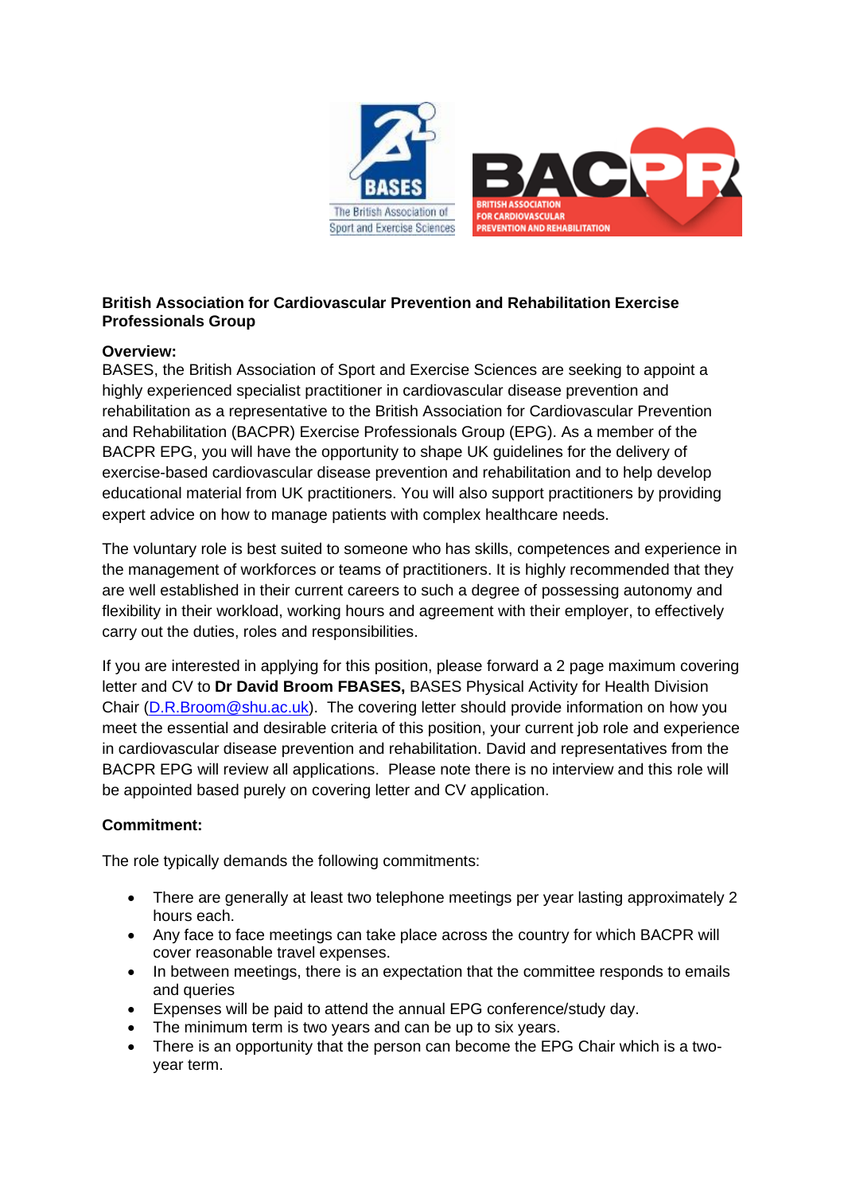**British Association for Cardiovascular Prevention and Rehabilitation Exercise Professionals Group**

**Overview:**
BASES, the British Association of Sport and Exercise Sciences are seeking to appoint a highly experienced specialist practitioner in cardiovascular disease prevention and rehabilitation as a representative to the British Association for Cardiovascular Prevention and Rehabilitation (BACPR) Exercise Professionals Group (EPG). As a member of the BACPR EPG, you will have the opportunity to shape UK guidelines for the delivery of exercise-based cardiovascular disease prevention and rehabilitation and to help develop educational material from UK practitioners. You will also support practitioners by providing expert advice on how to manage patients with complex healthcare needs.

The voluntary role is best suited to someone who has skills, competences and experience in the management of workforces or teams of practitioners. It is highly recommended that they are well established in their current careers to such a degree of possessing autonomy and flexibility in their workload, working hours and agreement with their employer, to effectively carry out the duties, roles and responsibilities.

If you are interested in applying for this position, please forward a 2 page maximum covering letter and CV to **Dr David Broom FBASES,** BASES Physical Activity for Health Division Chair (D.R.Broom@shu.ac.uk). The covering letter should provide information on how you meet the essential and desirable criteria of this position, your current job role and experience in cardiovascular disease prevention and rehabilitation. David and representatives from the BACPR EPG will review all applications. Please note there is no interview and this role will be appointed based purely on covering letter and CV application.

**Commitment:**

The role typically demands the following commitments:

- There are generally at least two telephone meetings per year lasting approximately 2 hours each.
- Any face to face meetings can take place across the country for which BACPR will cover reasonable travel expenses.
- In between meetings, there is an expectation that the committee responds to emails and queries
- Expenses will be paid to attend the annual EPG conference/study day.
- The minimum term is two years and can be up to six years.
- There is an opportunity that the person can become the EPG Chair which is a two-year term.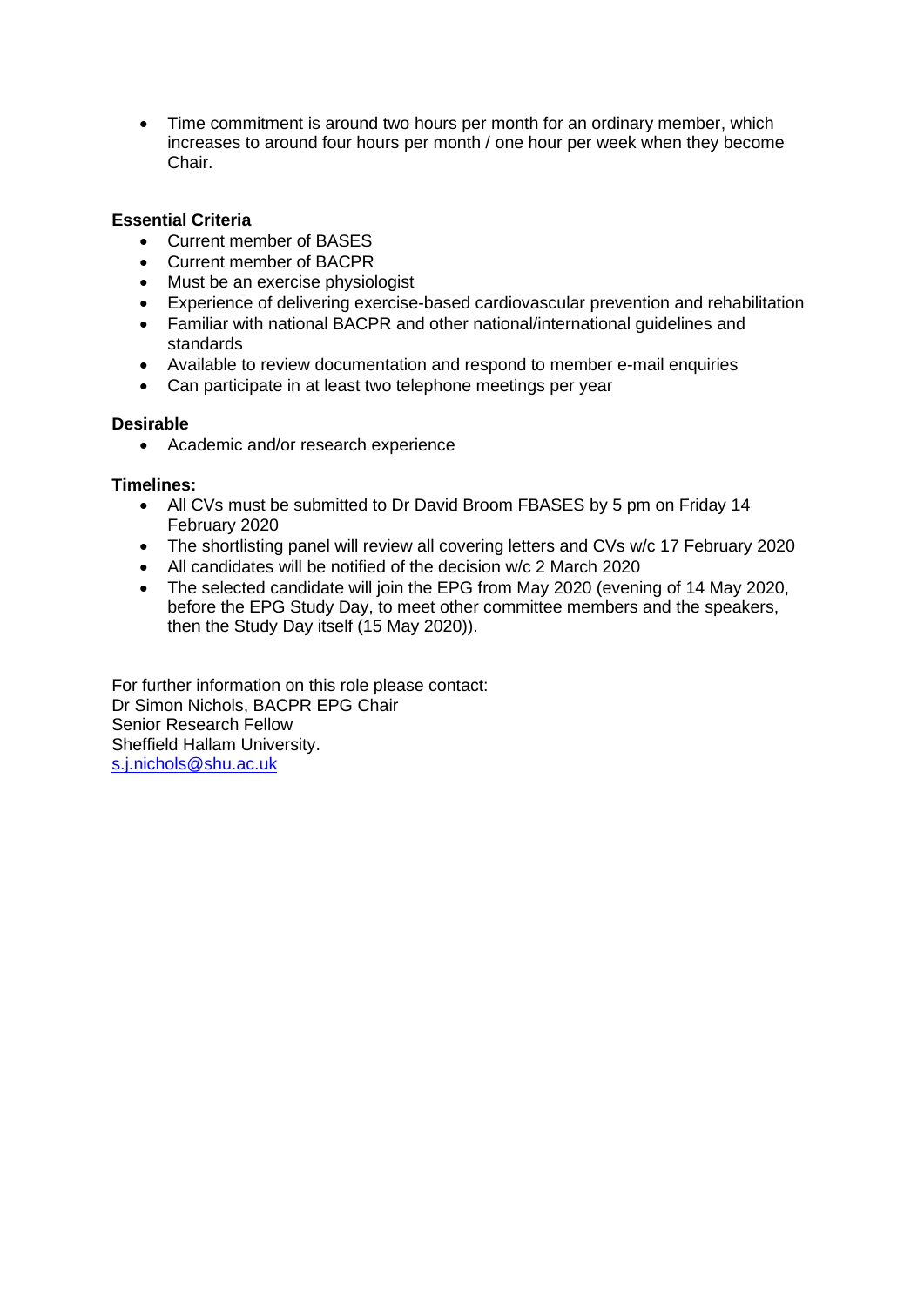- Time commitment is around two hours per month for an ordinary member, which increases to around four hours per month / one hour per week when they become Chair.

**Essential Criteria**

- Current member of BASES
- Current member of BACPR
- Must be an exercise physiologist
- Experience of delivering exercise-based cardiovascular prevention and rehabilitation
- Familiar with national BACPR and other national/international guidelines and standards
- Available to review documentation and respond to member e-mail enquiries
- Can participate in at least two telephone meetings per year

**Desirable**

- Academic and/or research experience

**Timelines:**

- All CVs must be submitted to Dr David Broom FBASES by 5 pm on Friday 14 February 2020
- The shortlisting panel will review all covering letters and CVs w/c 17 February 2020
- All candidates will be notified of the decision w/c 2 March 2020
- The selected candidate will join the EPG from May 2020 (evening of 14 May 2020, before the EPG Study Day, to meet other committee members and the speakers, then the Study Day itself (15 May 2020)).

For further information on this role please contact:
Dr Simon Nichols, BACPR EPG Chair
Senior Research Fellow
Sheffield Hallam University.
s.j.nichols@shu.ac.uk